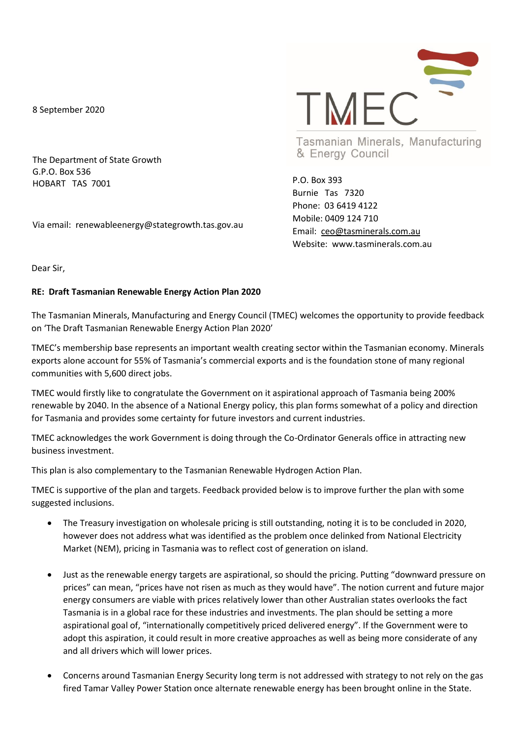8 September 2020

TMEC

Tasmanian Minerals, Manufacturing & Energy Council

The Department of State Growth
G.P.O. Box 536
HOBART TAS 7001

Via email: renewableenergy@stategrowth.tas.gov.au

P.O. Box 393
Burnie Tas 7320
Phone: 03 6419 4122
Mobile: 0409 124 710
Email: ceo@tasminerals.com.au
Website: www.tasminerals.com.au

Dear Sir,

**RE: Draft Tasmanian Renewable Energy Action Plan 2020**

The Tasmanian Minerals, Manufacturing and Energy Council (TMEC) welcomes the opportunity to provide feedback on 'The Draft Tasmanian Renewable Energy Action Plan 2020'

TMEC's membership base represents an important wealth creating sector within the Tasmanian economy. Minerals exports alone account for 55% of Tasmania's commercial exports and is the foundation stone of many regional communities with 5,600 direct jobs.

TMEC would firstly like to congratulate the Government on it aspirational approach of Tasmania being 200% renewable by 2040. In the absence of a National Energy policy, this plan forms somewhat of a policy and direction for Tasmania and provides some certainty for future investors and current industries.

TMEC acknowledges the work Government is doing through the Co-Ordinator Generals office in attracting new business investment.

This plan is also complementary to the Tasmanian Renewable Hydrogen Action Plan.

TMEC is supportive of the plan and targets. Feedback provided below is to improve further the plan with some suggested inclusions.

- The Treasury investigation on wholesale pricing is still outstanding, noting it is to be concluded in 2020, however does not address what was identified as the problem once delinked from National Electricity Market (NEM), pricing in Tasmania was to reflect cost of generation on island.

- Just as the renewable energy targets are aspirational, so should the pricing. Putting "downward pressure on prices" can mean, "prices have not risen as much as they would have". The notion current and future major energy consumers are viable with prices relatively lower than other Australian states overlooks the fact Tasmania is in a global race for these industries and investments. The plan should be setting a more aspirational goal of, "internationally competitively priced delivered energy". If the Government were to adopt this aspiration, it could result in more creative approaches as well as being more considerate of any and all drivers which will lower prices.

- Concerns around Tasmanian Energy Security long term is not addressed with strategy to not rely on the gas fired Tamar Valley Power Station once alternate renewable energy has been brought online in the State.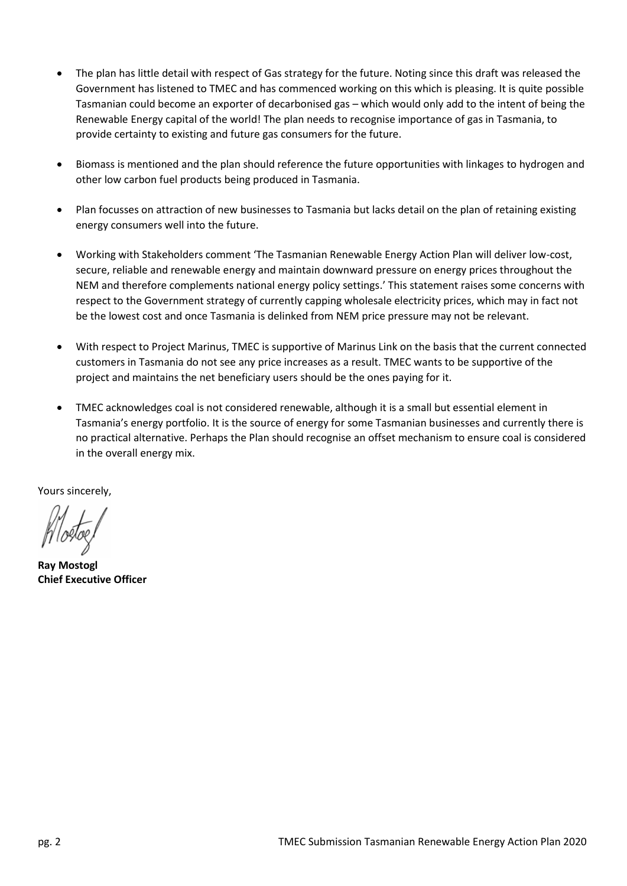- The plan has little detail with respect of Gas strategy for the future. Noting since this draft was released the Government has listened to TMEC and has commenced working on this which is pleasing. It is quite possible Tasmanian could become an exporter of decarbonised gas – which would only add to the intent of being the Renewable Energy capital of the world! The plan needs to recognise importance of gas in Tasmania, to provide certainty to existing and future gas consumers for the future.

- Biomass is mentioned and the plan should reference the future opportunities with linkages to hydrogen and other low carbon fuel products being produced in Tasmania.

- Plan focusses on attraction of new businesses to Tasmania but lacks detail on the plan of retaining existing energy consumers well into the future.

- Working with Stakeholders comment 'The Tasmanian Renewable Energy Action Plan will deliver low-cost, secure, reliable and renewable energy and maintain downward pressure on energy prices throughout the NEM and therefore complements national energy policy settings.' This statement raises some concerns with respect to the Government strategy of currently capping wholesale electricity prices, which may in fact not be the lowest cost and once Tasmania is delinked from NEM price pressure may not be relevant.

- With respect to Project Marinus, TMEC is supportive of Marinus Link on the basis that the current connected customers in Tasmania do not see any price increases as a result. TMEC wants to be supportive of the project and maintains the net beneficiary users should be the ones paying for it.

- TMEC acknowledges coal is not considered renewable, although it is a small but essential element in Tasmania's energy portfolio. It is the source of energy for some Tasmanian businesses and currently there is no practical alternative. Perhaps the Plan should recognise an offset mechanism to ensure coal is considered in the overall energy mix.

Yours sincerely,

**Ray Mostogl**
**Chief Executive Officer**